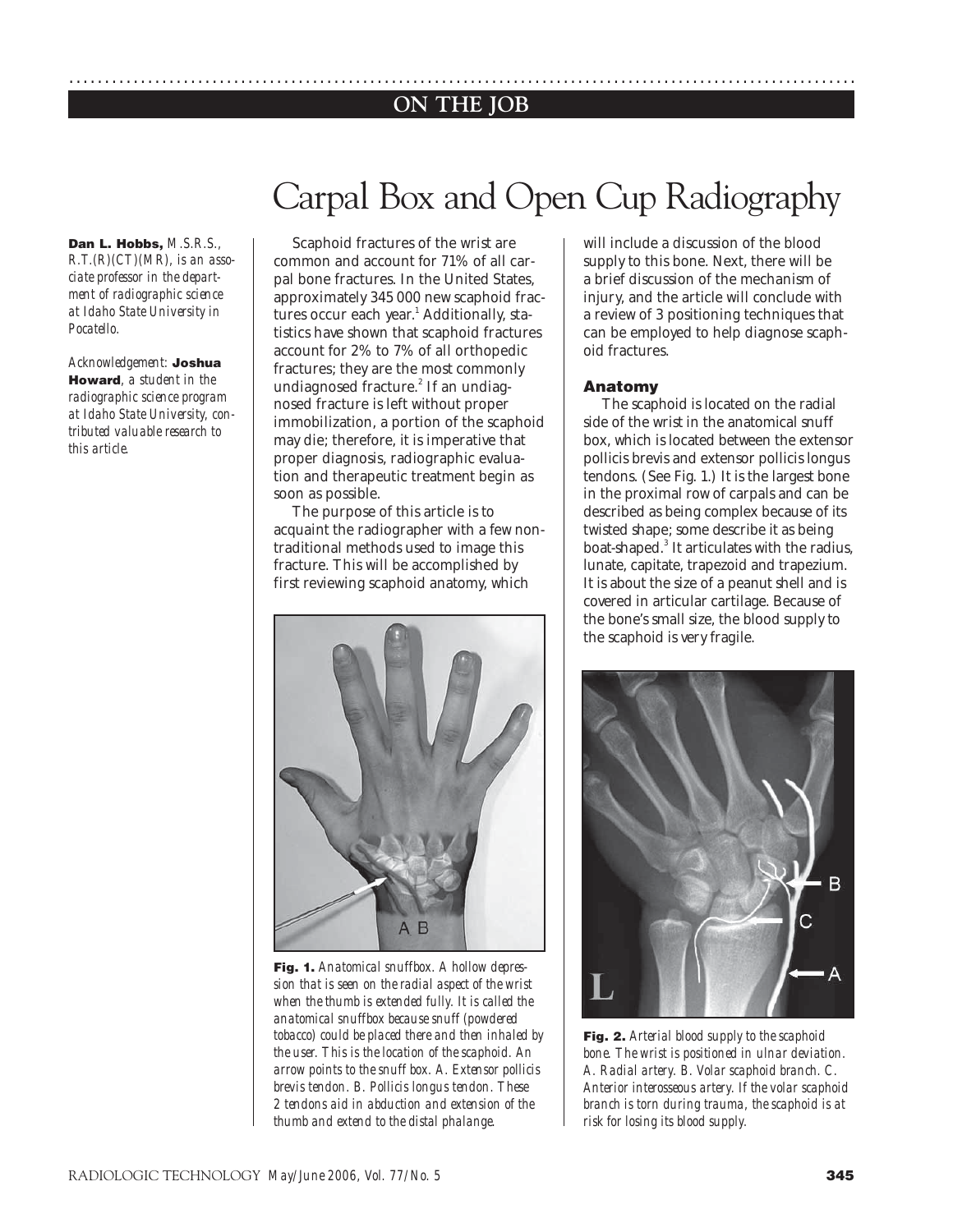# Carpal Box and Open Cup Radiography

**Dan L. Hobbs,** *M.S.R.S., R.T.(R)(CT)(MR), is an associate professor in the department of radiographic science at Idaho State University in Pocatello.*

*Acknowledgement:* **Joshua Howard**, *a student in the radiographic science program at Idaho State University, contributed valuable research to this article.*

Scaphoid fractures of the wrist are common and account for 71% of all carpal bone fractures. In the United States, approximately 345 000 new scaphoid fractures occur each year.[1] Additionally, statistics have shown that scaphoid fractures account for 2% to 7% of all orthopedic fractures; they are the most commonly undiagnosed fracture.[2] If an undiagnosed fracture is left without proper immobilization, a portion of the scaphoid may die; therefore, it is imperative that proper diagnosis, radiographic evaluation and therapeutic treatment begin as soon as possible.

The purpose of this article is to acquaint the radiographer with a few nontraditional methods used to image this fracture. This will be accomplished by first reviewing scaphoid anatomy, which will include a discussion of the blood supply to this bone. Next, there will be a brief discussion of the mechanism of injury, and the article will conclude with a review of 3 positioning techniques that can be employed to help diagnose scaphoid fractures.

**Fig. 1.** *Anatomical snuffbox. A hollow depression that is seen on the radial aspect of the wrist when the thumb is extended fully. It is called the anatomical snuffbox because snuff (powdered tobacco) could be placed there and then inhaled by the user. This is the location of the scaphoid. An arrow points to the snuff box. A. Extensor pollicis brevis tendon. B. Pollicis longus tendon. These 2 tendons aid in abduction and extension of the thumb and extend to the distal phalange.*

## Anatomy

The scaphoid is located on the radial side of the wrist in the anatomical snuff box, which is located between the extensor pollicis brevis and extensor pollicis longus tendons. (See Fig. 1.) It is the largest bone in the proximal row of carpals and can be described as being complex because of its twisted shape; some describe it as being boat-shaped.[3] It articulates with the radius, lunate, capitate, trapezoid and trapezium. It is about the size of a peanut shell and is covered in articular cartilage. Because of the bone's small size, the blood supply to the scaphoid is very fragile.

**Fig. 2.** *Arterial blood supply to the scaphoid bone. The wrist is positioned in ulnar deviation. A. Radial artery. B. Volar scaphoid branch. C. Anterior interosseous artery. If the volar scaphoid branch is torn during trauma, the scaphoid is at risk for losing its blood supply.*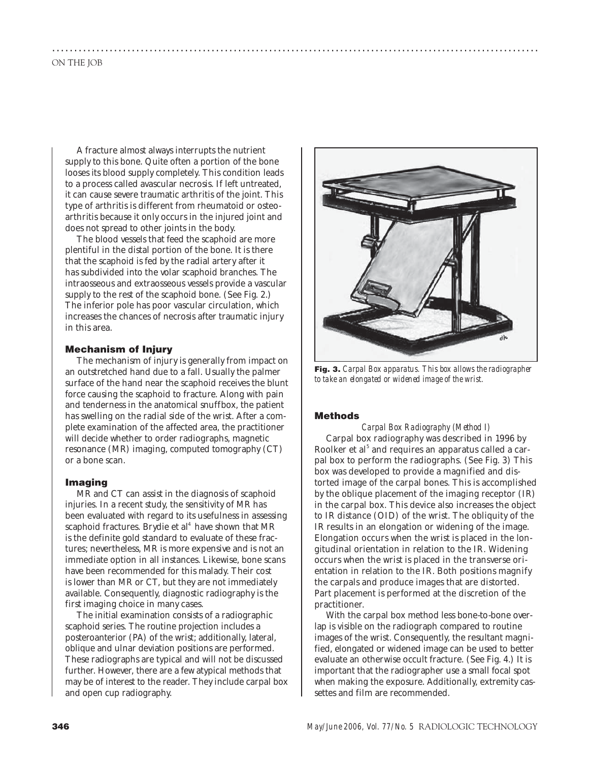A fracture almost always interrupts the nutrient supply to this bone. Quite often a portion of the bone looses its blood supply completely. This condition leads to a process called avascular necrosis. If left untreated, it can cause severe traumatic arthritis of the joint. This type of arthritis is different from rheumatoid or osteoarthritis because it only occurs in the injured joint and does not spread to other joints in the body.

The blood vessels that feed the scaphoid are more plentiful in the distal portion of the bone. It is there that the scaphoid is fed by the radial artery after it has subdivided into the volar scaphoid branches. The intraosseous and extraosseous vessels provide a vascular supply to the rest of the scaphoid bone. (See Fig. 2.) The inferior pole has poor vascular circulation, which increases the chances of necrosis after traumatic injury in this area.

### Mechanism of Injury

The mechanism of injury is generally from impact on an outstretched hand due to a fall. Usually the palmer surface of the hand near the scaphoid receives the blunt force causing the scaphoid to fracture. Along with pain and tenderness in the anatomical snuffbox, the patient has swelling on the radial side of the wrist. After a complete examination of the affected area, the practitioner will decide whether to order radiographs, magnetic resonance (MR) imaging, computed tomography (CT) or a bone scan.

### Imaging

MR and CT can assist in the diagnosis of scaphoid injuries. In a recent study, the sensitivity of MR has been evaluated with regard to its usefulness in assessing scaphoid fractures. Brydie et al[4] have shown that MR is the definite gold standard to evaluate of these fractures; nevertheless, MR is more expensive and is not an immediate option in all instances. Likewise, bone scans have been recommended for this malady. Their cost is lower than MR or CT, but they are not immediately available. Consequently, diagnostic radiography is the first imaging choice in many cases.

The initial examination consists of a radiographic scaphoid series. The routine projection includes a posteroanterior (PA) of the wrist; additionally, lateral, oblique and ulnar deviation positions are performed. These radiographs are typical and will not be discussed further. However, there are a few atypical methods that may be of interest to the reader. They include carpal box and open cup radiography.

**Fig. 3.** *Carpal Box apparatus. This box allows the radiographer to take an elongated or widened image of the wrist.*

### Methods

*Carpal Box Radiography (Method I)*

Carpal box radiography was described in 1996 by Roolker et al[5] and requires an apparatus called a carpal box to perform the radiographs. (See Fig. 3) This box was developed to provide a magnified and distorted image of the carpal bones. This is accomplished by the oblique placement of the imaging receptor (IR) in the carpal box. This device also increases the object to IR distance (OID) of the wrist. The obliquity of the IR results in an elongation or widening of the image. Elongation occurs when the wrist is placed in the longitudinal orientation in relation to the IR. Widening occurs when the wrist is placed in the transverse orientation in relation to the IR. Both positions magnify the carpals and produce images that are distorted. Part placement is performed at the discretion of the practitioner.

With the carpal box method less bone-to-bone overlap is visible on the radiograph compared to routine images of the wrist. Consequently, the resultant magnified, elongated or widened image can be used to better evaluate an otherwise occult fracture. (See Fig. 4.) It is important that the radiographer use a small focal spot when making the exposure. Additionally, extremity cassettes and film are recommended.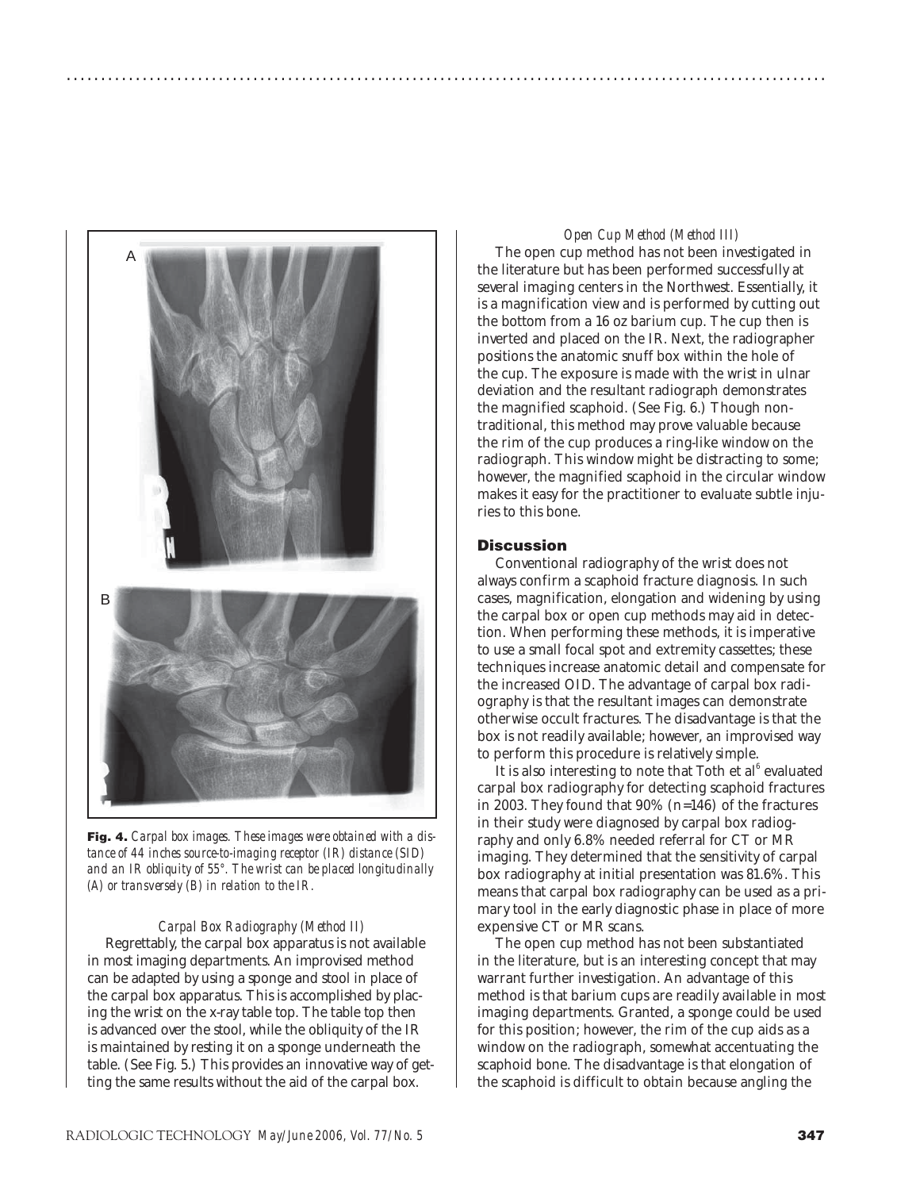**Fig. 4.** *Carpal box images. These images were obtained with a distance of 44 inches source-to-imaging receptor (IR) distance (SID) and an IR obliquity of 55°. The wrist can be placed longitudinally (A) or transversely (B) in relation to the IR.*

*Carpal Box Radiography (Method II)*

Regrettably, the carpal box apparatus is not available in most imaging departments. An improvised method can be adapted by using a sponge and stool in place of the carpal box apparatus. This is accomplished by placing the wrist on the x-ray table top. The table top then is advanced over the stool, while the obliquity of the IR is maintained by resting it on a sponge underneath the table. (See Fig. 5.) This provides an innovative way of getting the same results without the aid of the carpal box.

*Open Cup Method (Method III)*

The open cup method has not been investigated in the literature but has been performed successfully at several imaging centers in the Northwest. Essentially, it is a magnification view and is performed by cutting out the bottom from a 16 oz barium cup. The cup then is inverted and placed on the IR. Next, the radiographer positions the anatomic snuff box within the hole of the cup. The exposure is made with the wrist in ulnar deviation and the resultant radiograph demonstrates the magnified scaphoid. (See Fig. 6.) Though nontraditional, this method may prove valuable because the rim of the cup produces a ring-like window on the radiograph. This window might be distracting to some; however, the magnified scaphoid in the circular window makes it easy for the practitioner to evaluate subtle injuries to this bone.

## Discussion

Conventional radiography of the wrist does not always confirm a scaphoid fracture diagnosis. In such cases, magnification, elongation and widening by using the carpal box or open cup methods may aid in detection. When performing these methods, it is imperative to use a small focal spot and extremity cassettes; these techniques increase anatomic detail and compensate for the increased OID. The advantage of carpal box radiography is that the resultant images can demonstrate otherwise occult fractures. The disadvantage is that the box is not readily available; however, an improvised way to perform this procedure is relatively simple.

It is also interesting to note that Toth et al[6] evaluated carpal box radiography for detecting scaphoid fractures in 2003. They found that 90% (n=146) of the fractures in their study were diagnosed by carpal box radiography and only 6.8% needed referral for CT or MR imaging. They determined that the sensitivity of carpal box radiography at initial presentation was 81.6%. This means that carpal box radiography can be used as a primary tool in the early diagnostic phase in place of more expensive CT or MR scans.

The open cup method has not been substantiated in the literature, but is an interesting concept that may warrant further investigation. An advantage of this method is that barium cups are readily available in most imaging departments. Granted, a sponge could be used for this position; however, the rim of the cup aids as a window on the radiograph, somewhat accentuating the scaphoid bone. The disadvantage is that elongation of the scaphoid is difficult to obtain because angling the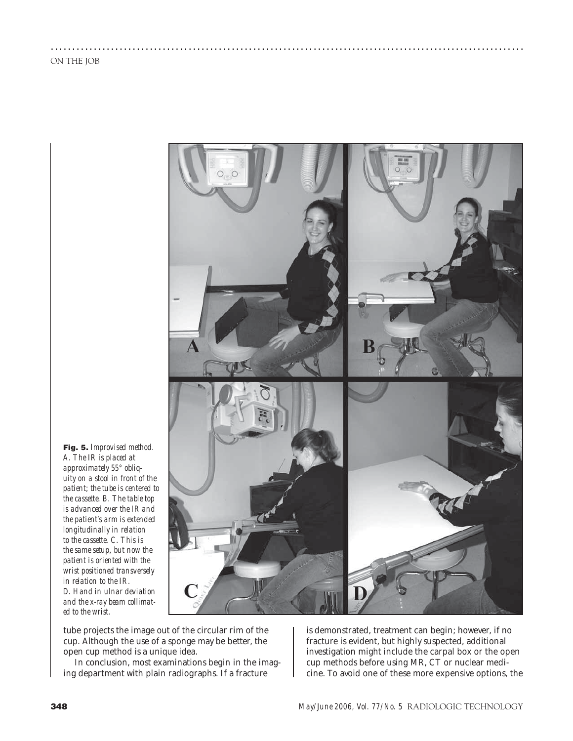**Fig. 5.** *Improvised method. A. The IR is placed at approximately 55° obliquity on a stool in front of the patient; the tube is centered to the cassette. B. The table top is advanced over the IR and the patient's arm is extended longitudinally in relation to the cassette. C. This is the same setup, but now the patient is oriented with the wrist positioned transversely in relation to the IR. D. Hand in ulnar deviation and the x-ray beam collimated to the wrist.*

tube projects the image out of the circular rim of the cup. Although the use of a sponge may be better, the open cup method is a unique idea.

In conclusion, most examinations begin in the imaging department with plain radiographs. If a fracture is demonstrated, treatment can begin; however, if no fracture is evident, but highly suspected, additional investigation might include the carpal box or the open cup methods before using MR, CT or nuclear medicine. To avoid one of these more expensive options, the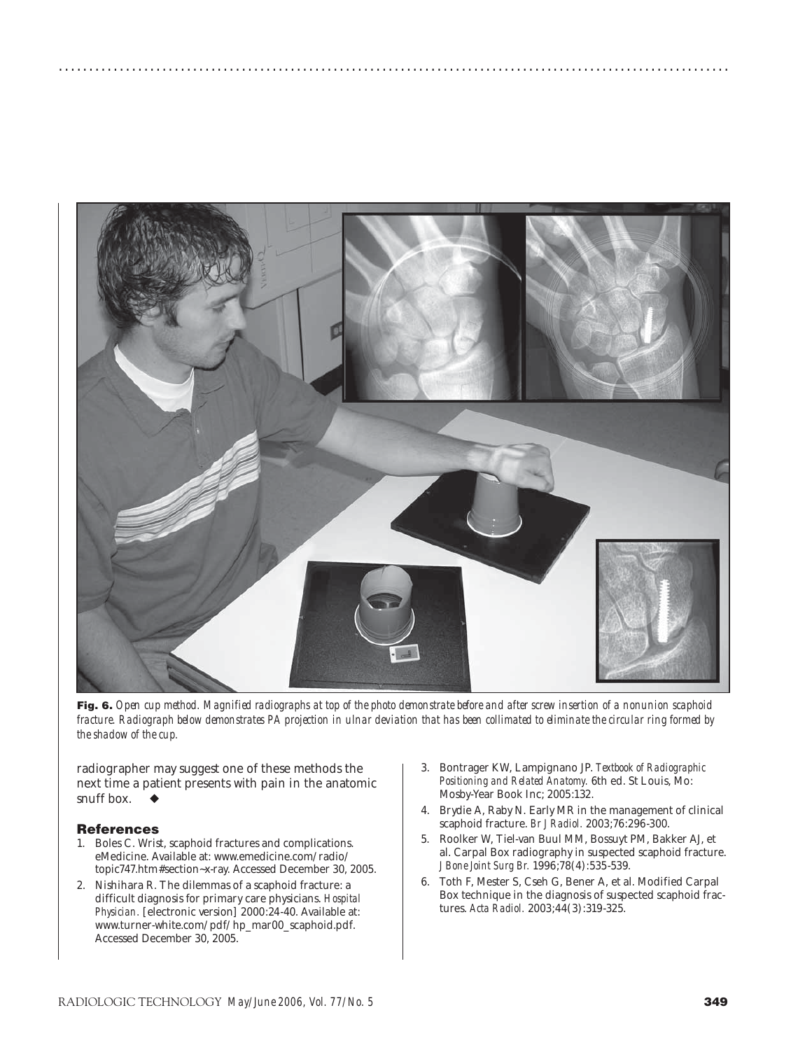**Fig. 6.** *Open cup method. Magnified radiographs at top of the photo demonstrate before and after screw insertion of a nonunion scaphoid fracture. Radiograph below demonstrates PA projection in ulnar deviation that has been collimated to eliminate the circular ring formed by the shadow of the cup.*

radiographer may suggest one of these methods the next time a patient presents with pain in the anatomic snuff box. ◆

## References

1. Boles C. Wrist, scaphoid fractures and complications. eMedicine. Available at: www.emedicine.com/radio/topic747.htm#section~x-ray. Accessed December 30, 2005.
2. Nishihara R. The dilemmas of a scaphoid fracture: a difficult diagnosis for primary care physicians. *Hospital Physician.* [electronic version] 2000:24-40. Available at: www.turner-white.com/pdf/hp_mar00_scaphoid.pdf. Accessed December 30, 2005.
3. Bontrager KW, Lampignano JP. *Textbook of Radiographic Positioning and Related Anatomy*. 6th ed. St Louis, Mo: Mosby-Year Book Inc; 2005:132.
4. Brydie A, Raby N. Early MR in the management of clinical scaphoid fracture. *Br J Radiol.* 2003;76:296-300.
5. Roolker W, Tiel-van Buul MM, Bossuyt PM, Bakker AJ, et al. Carpal Box radiography in suspected scaphoid fracture. *J Bone Joint Surg Br.* 1996;78(4):535-539.
6. Toth F, Mester S, Cseh G, Bener A, et al. Modified Carpal Box technique in the diagnosis of suspected scaphoid fractures. *Acta Radiol.* 2003;44(3):319-325.